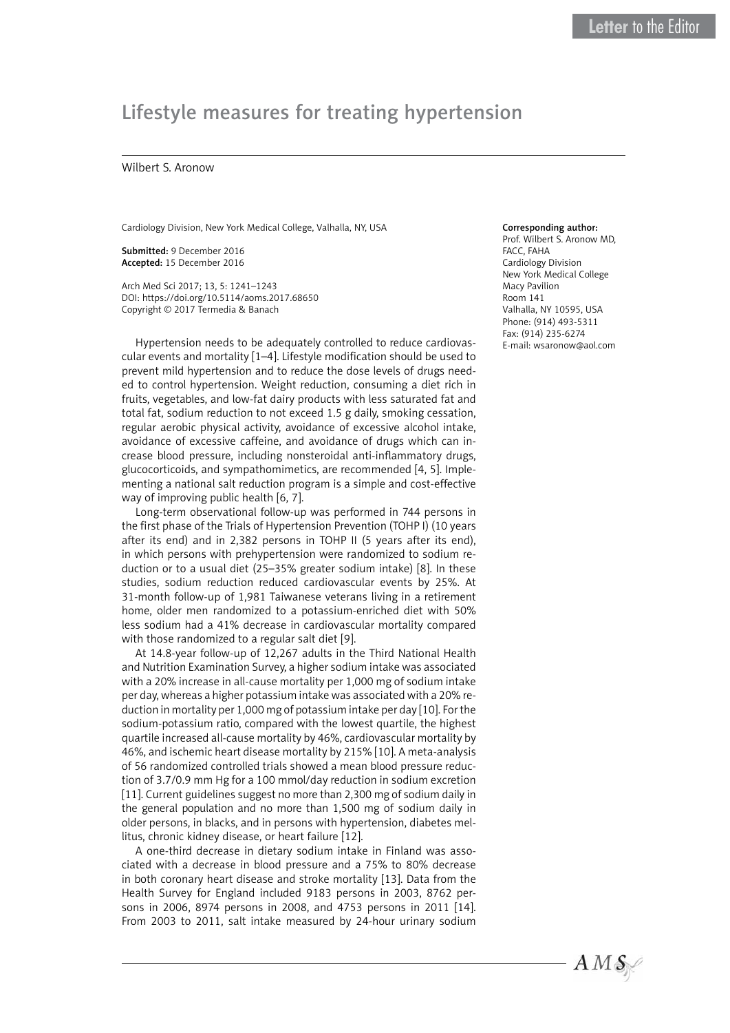Letter to the Editor

# Lifestyle measures for treating hypertension

Wilbert S. Aronow

Cardiology Division, New York Medical College, Valhalla, NY, USA

**Submitted:** 9 December 2016
**Accepted:** 15 December 2016

Arch Med Sci 2017; 13, 5: 1241–1243
DOI: https://doi.org/10.5114/aoms.2017.68650
Copyright © 2017 Termedia & Banach

**Corresponding author:**
Prof. Wilbert S. Aronow MD, FACC, FAHA
Cardiology Division
New York Medical College
Macy Pavilion
Room 141
Valhalla, NY 10595, USA
Phone: (914) 493-5311
Fax: (914) 235-6274
E-mail: wsaronow@aol.com

Hypertension needs to be adequately controlled to reduce cardiovascular events and mortality [1–4]. Lifestyle modification should be used to prevent mild hypertension and to reduce the dose levels of drugs needed to control hypertension. Weight reduction, consuming a diet rich in fruits, vegetables, and low-fat dairy products with less saturated fat and total fat, sodium reduction to not exceed 1.5 g daily, smoking cessation, regular aerobic physical activity, avoidance of excessive alcohol intake, avoidance of excessive caffeine, and avoidance of drugs which can increase blood pressure, including nonsteroidal anti-inflammatory drugs, glucocorticoids, and sympathomimetics, are recommended [4, 5]. Implementing a national salt reduction program is a simple and cost-effective way of improving public health [6, 7].

Long-term observational follow-up was performed in 744 persons in the first phase of the Trials of Hypertension Prevention (TOHP I) (10 years after its end) and in 2,382 persons in TOHP II (5 years after its end), in which persons with prehypertension were randomized to sodium reduction or to a usual diet (25–35% greater sodium intake) [8]. In these studies, sodium reduction reduced cardiovascular events by 25%. At 31-month follow-up of 1,981 Taiwanese veterans living in a retirement home, older men randomized to a potassium-enriched diet with 50% less sodium had a 41% decrease in cardiovascular mortality compared with those randomized to a regular salt diet [9].

At 14.8-year follow-up of 12,267 adults in the Third National Health and Nutrition Examination Survey, a higher sodium intake was associated with a 20% increase in all-cause mortality per 1,000 mg of sodium intake per day, whereas a higher potassium intake was associated with a 20% reduction in mortality per 1,000 mg of potassium intake per day [10]. For the sodium-potassium ratio, compared with the lowest quartile, the highest quartile increased all-cause mortality by 46%, cardiovascular mortality by 46%, and ischemic heart disease mortality by 215% [10]. A meta-analysis of 56 randomized controlled trials showed a mean blood pressure reduction of 3.7/0.9 mm Hg for a 100 mmol/day reduction in sodium excretion [11]. Current guidelines suggest no more than 2,300 mg of sodium daily in the general population and no more than 1,500 mg of sodium daily in older persons, in blacks, and in persons with hypertension, diabetes mellitus, chronic kidney disease, or heart failure [12].

A one-third decrease in dietary sodium intake in Finland was associated with a decrease in blood pressure and a 75% to 80% decrease in both coronary heart disease and stroke mortality [13]. Data from the Health Survey for England included 9183 persons in 2003, 8762 persons in 2006, 8974 persons in 2008, and 4753 persons in 2011 [14]. From 2003 to 2011, salt intake measured by 24-hour urinary sodium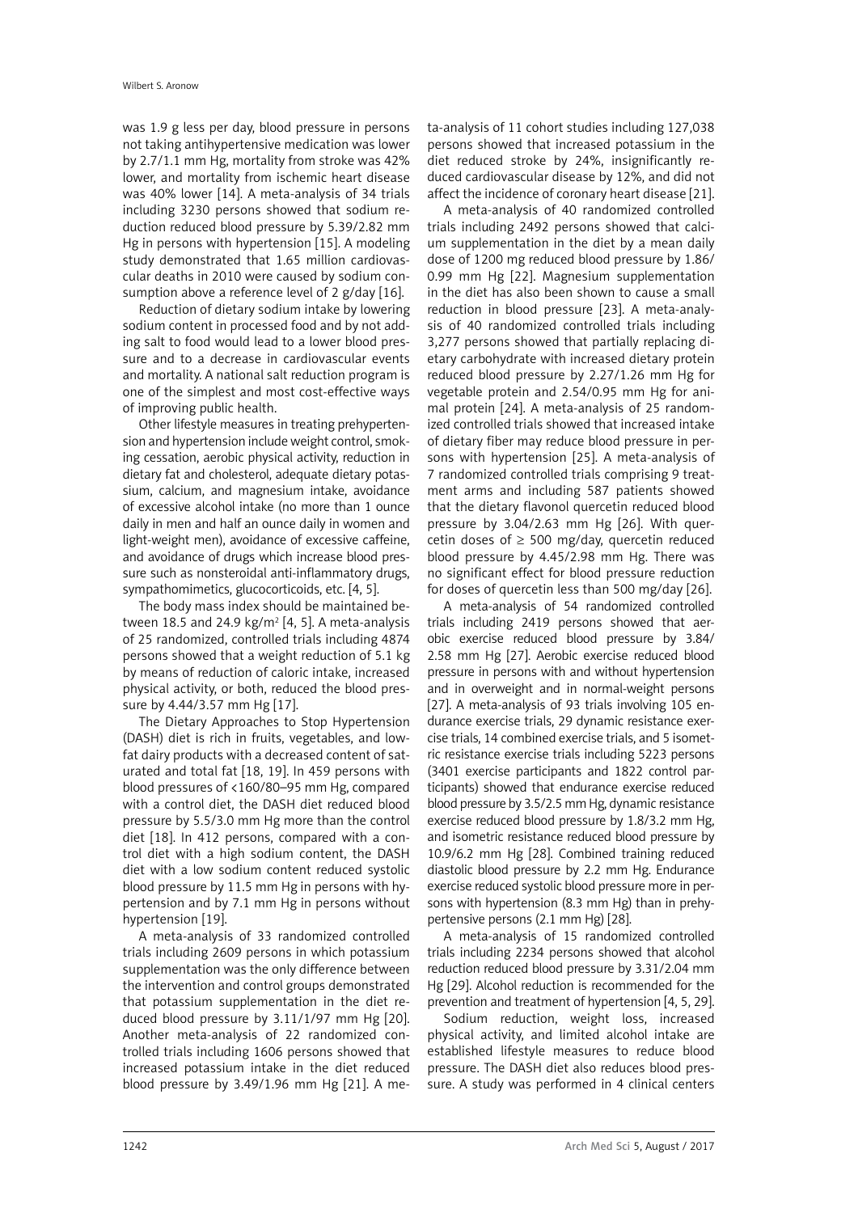was 1.9 g less per day, blood pressure in persons not taking antihypertensive medication was lower by 2.7/1.1 mm Hg, mortality from stroke was 42% lower, and mortality from ischemic heart disease was 40% lower [14]. A meta-analysis of 34 trials including 3230 persons showed that sodium reduction reduced blood pressure by 5.39/2.82 mm Hg in persons with hypertension [15]. A modeling study demonstrated that 1.65 million cardiovascular deaths in 2010 were caused by sodium consumption above a reference level of 2 g/day [16].

Reduction of dietary sodium intake by lowering sodium content in processed food and by not adding salt to food would lead to a lower blood pressure and to a decrease in cardiovascular events and mortality. A national salt reduction program is one of the simplest and most cost-effective ways of improving public health.

Other lifestyle measures in treating prehypertension and hypertension include weight control, smoking cessation, aerobic physical activity, reduction in dietary fat and cholesterol, adequate dietary potassium, calcium, and magnesium intake, avoidance of excessive alcohol intake (no more than 1 ounce daily in men and half an ounce daily in women and light-weight men), avoidance of excessive caffeine, and avoidance of drugs which increase blood pressure such as nonsteroidal anti-inflammatory drugs, sympathomimetics, glucocorticoids, etc. [4, 5].

The body mass index should be maintained between 18.5 and 24.9 kg/m$^2$ [4, 5]. A meta-analysis of 25 randomized, controlled trials including 4874 persons showed that a weight reduction of 5.1 kg by means of reduction of caloric intake, increased physical activity, or both, reduced the blood pressure by 4.44/3.57 mm Hg [17].

The Dietary Approaches to Stop Hypertension (DASH) diet is rich in fruits, vegetables, and low-fat dairy products with a decreased content of saturated and total fat [18, 19]. In 459 persons with blood pressures of <160/80–95 mm Hg, compared with a control diet, the DASH diet reduced blood pressure by 5.5/3.0 mm Hg more than the control diet [18]. In 412 persons, compared with a control diet with a high sodium content, the DASH diet with a low sodium content reduced systolic blood pressure by 11.5 mm Hg in persons with hypertension and by 7.1 mm Hg in persons without hypertension [19].

A meta-analysis of 33 randomized controlled trials including 2609 persons in which potassium supplementation was the only difference between the intervention and control groups demonstrated that potassium supplementation in the diet reduced blood pressure by 3.11/1/97 mm Hg [20]. Another meta-analysis of 22 randomized controlled trials including 1606 persons showed that increased potassium intake in the diet reduced blood pressure by 3.49/1.96 mm Hg [21]. A meta-analysis of 11 cohort studies including 127,038 persons showed that increased potassium in the diet reduced stroke by 24%, insignificantly reduced cardiovascular disease by 12%, and did not affect the incidence of coronary heart disease [21].

A meta-analysis of 40 randomized controlled trials including 2492 persons showed that calcium supplementation in the diet by a mean daily dose of 1200 mg reduced blood pressure by 1.86/0.99 mm Hg [22]. Magnesium supplementation in the diet has also been shown to cause a small reduction in blood pressure [23]. A meta-analysis of 40 randomized controlled trials including 3,277 persons showed that partially replacing dietary carbohydrate with increased dietary protein reduced blood pressure by 2.27/1.26 mm Hg for vegetable protein and 2.54/0.95 mm Hg for animal protein [24]. A meta-analysis of 25 randomized controlled trials showed that increased intake of dietary fiber may reduce blood pressure in persons with hypertension [25]. A meta-analysis of 7 randomized controlled trials comprising 9 treatment arms and including 587 patients showed that the dietary flavonol quercetin reduced blood pressure by 3.04/2.63 mm Hg [26]. With quercetin doses of ≥ 500 mg/day, quercetin reduced blood pressure by 4.45/2.98 mm Hg. There was no significant effect for blood pressure reduction for doses of quercetin less than 500 mg/day [26].

A meta-analysis of 54 randomized controlled trials including 2419 persons showed that aerobic exercise reduced blood pressure by 3.84/2.58 mm Hg [27]. Aerobic exercise reduced blood pressure in persons with and without hypertension and in overweight and in normal-weight persons [27]. A meta-analysis of 93 trials involving 105 endurance exercise trials, 29 dynamic resistance exercise trials, 14 combined exercise trials, and 5 isometric resistance exercise trials including 5223 persons (3401 exercise participants and 1822 control participants) showed that endurance exercise reduced blood pressure by 3.5/2.5 mm Hg, dynamic resistance exercise reduced blood pressure by 1.8/3.2 mm Hg, and isometric resistance reduced blood pressure by 10.9/6.2 mm Hg [28]. Combined training reduced diastolic blood pressure by 2.2 mm Hg. Endurance exercise reduced systolic blood pressure more in persons with hypertension (8.3 mm Hg) than in prehypertensive persons (2.1 mm Hg) [28].

A meta-analysis of 15 randomized controlled trials including 2234 persons showed that alcohol reduction reduced blood pressure by 3.31/2.04 mm Hg [29]. Alcohol reduction is recommended for the prevention and treatment of hypertension [4, 5, 29].

Sodium reduction, weight loss, increased physical activity, and limited alcohol intake are established lifestyle measures to reduce blood pressure. The DASH diet also reduces blood pressure. A study was performed in 4 clinical centers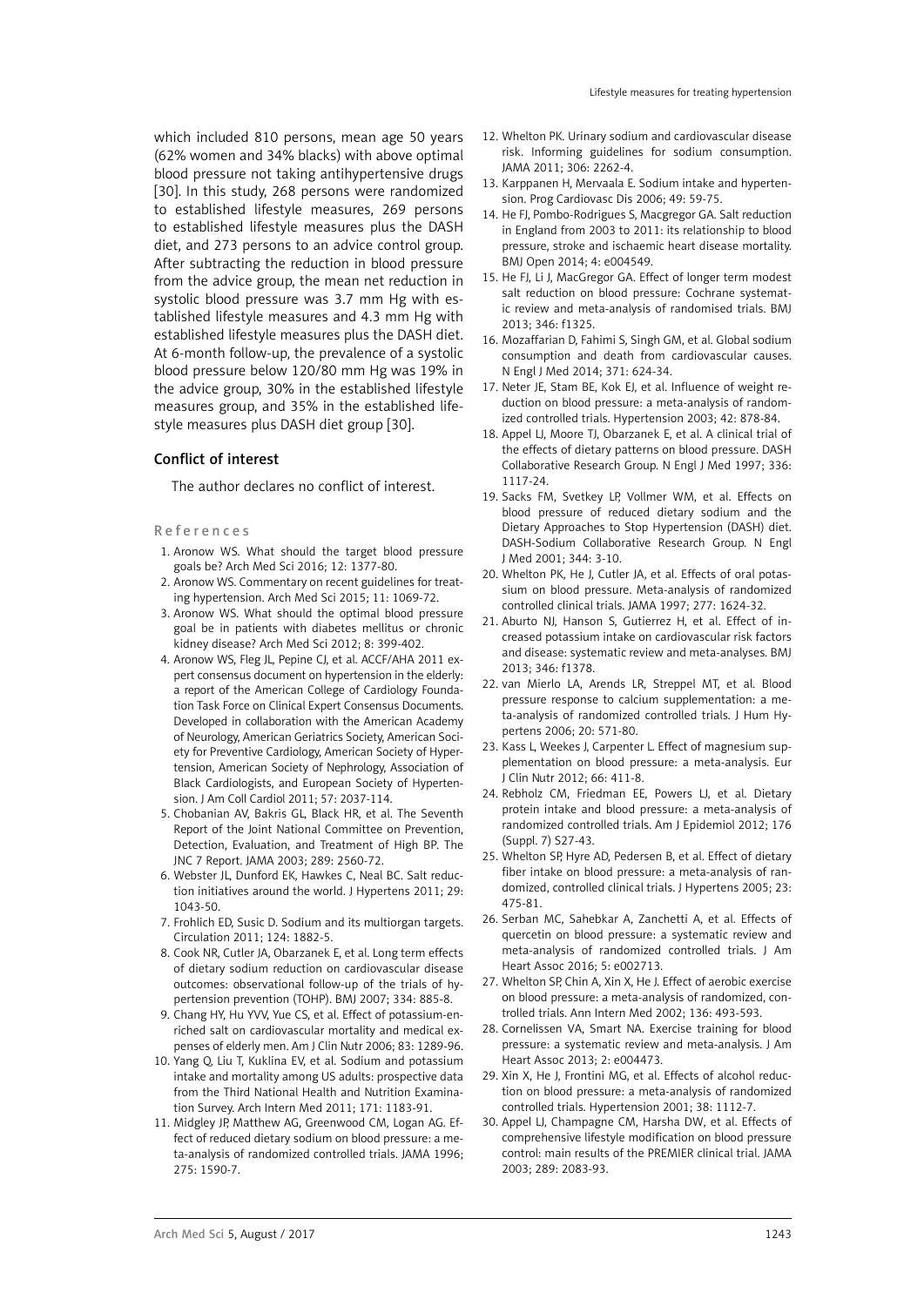which included 810 persons, mean age 50 years (62% women and 34% blacks) with above optimal blood pressure not taking antihypertensive drugs [30]. In this study, 268 persons were randomized to established lifestyle measures, 269 persons to established lifestyle measures plus the DASH diet, and 273 persons to an advice control group. After subtracting the reduction in blood pressure from the advice group, the mean net reduction in systolic blood pressure was 3.7 mm Hg with established lifestyle measures and 4.3 mm Hg with established lifestyle measures plus the DASH diet. At 6-month follow-up, the prevalence of a systolic blood pressure below 120/80 mm Hg was 19% in the advice group, 30% in the established lifestyle measures group, and 35% in the established lifestyle measures plus DASH diet group [30].

## Conflict of interest

The author declares no conflict of interest.

## References

1. Aronow WS. What should the target blood pressure goals be? Arch Med Sci 2016; 12: 1377-80.
2. Aronow WS. Commentary on recent guidelines for treating hypertension. Arch Med Sci 2015; 11: 1069-72.
3. Aronow WS. What should the optimal blood pressure goal be in patients with diabetes mellitus or chronic kidney disease? Arch Med Sci 2012; 8: 399-402.
4. Aronow WS, Fleg JL, Pepine CJ, et al. ACCF/AHA 2011 expert consensus document on hypertension in the elderly: a report of the American College of Cardiology Foundation Task Force on Clinical Expert Consensus Documents. Developed in collaboration with the American Academy of Neurology, American Geriatrics Society, American Society for Preventive Cardiology, American Society of Hypertension, American Society of Nephrology, Association of Black Cardiologists, and European Society of Hypertension. J Am Coll Cardiol 2011; 57: 2037-114.
5. Chobanian AV, Bakris GL, Black HR, et al. The Seventh Report of the Joint National Committee on Prevention, Detection, Evaluation, and Treatment of High BP. The JNC 7 Report. JAMA 2003; 289: 2560-72.
6. Webster JL, Dunford EK, Hawkes C, Neal BC. Salt reduction initiatives around the world. J Hypertens 2011; 29: 1043-50.
7. Frohlich ED, Susic D. Sodium and its multiorgan targets. Circulation 2011; 124: 1882-5.
8. Cook NR, Cutler JA, Obarzanek E, et al. Long term effects of dietary sodium reduction on cardiovascular disease outcomes: observational follow-up of the trials of hypertension prevention (TOHP). BMJ 2007; 334: 885-8.
9. Chang HY, Hu YW, Yue CS, et al. Effect of potassium-enriched salt on cardiovascular mortality and medical expenses of elderly men. Am J Clin Nutr 2006; 83: 1289-96.
10. Yang Q, Liu T, Kuklina EV, et al. Sodium and potassium intake and mortality among US adults: prospective data from the Third National Health and Nutrition Examination Survey. Arch Intern Med 2011; 171: 1183-91.
11. Midgley JP, Matthew AG, Greenwood CM, Logan AG. Effect of reduced dietary sodium on blood pressure: a meta-analysis of randomized controlled trials. JAMA 1996; 275: 1590-7.
12. Whelton PK. Urinary sodium and cardiovascular disease risk. Informing guidelines for sodium consumption. JAMA 2011; 306: 2262-4.
13. Karppanen H, Mervaala E. Sodium intake and hypertension. Prog Cardiovasc Dis 2006; 49: 59-75.
14. He FJ, Pombo-Rodrigues S, Macgregor GA. Salt reduction in England from 2003 to 2011: its relationship to blood pressure, stroke and ischaemic heart disease mortality. BMJ Open 2014; 4: e004549.
15. He FJ, Li J, MacGregor GA. Effect of longer term modest salt reduction on blood pressure: Cochrane systematic review and meta-analysis of randomised trials. BMJ 2013; 346: f1325.
16. Mozaffarian D, Fahimi S, Singh GM, et al. Global sodium consumption and death from cardiovascular causes. N Engl J Med 2014; 371: 624-34.
17. Neter JE, Stam BE, Kok EJ, et al. Influence of weight reduction on blood pressure: a meta-analysis of randomized controlled trials. Hypertension 2003; 42: 878-84.
18. Appel LJ, Moore TJ, Obarzanek E, et al. A clinical trial of the effects of dietary patterns on blood pressure. DASH Collaborative Research Group. N Engl J Med 1997; 336: 1117-24.
19. Sacks FM, Svetkey LP, Vollmer WM, et al. Effects on blood pressure of reduced dietary sodium and the Dietary Approaches to Stop Hypertension (DASH) diet. DASH-Sodium Collaborative Research Group. N Engl J Med 2001; 344: 3-10.
20. Whelton PK, He J, Cutler JA, et al. Effects of oral potassium on blood pressure. Meta-analysis of randomized controlled clinical trials. JAMA 1997; 277: 1624-32.
21. Aburto NJ, Hanson S, Gutierrez H, et al. Effect of increased potassium intake on cardiovascular risk factors and disease: systematic review and meta-analyses. BMJ 2013; 346: f1378.
22. van Mierlo LA, Arends LR, Streppel MT, et al. Blood pressure response to calcium supplementation: a meta-analysis of randomized controlled trials. J Hum Hypertens 2006; 20: 571-80.
23. Kass L, Weekes J, Carpenter L. Effect of magnesium supplementation on blood pressure: a meta-analysis. Eur J Clin Nutr 2012; 66: 411-8.
24. Rebholz CM, Friedman EE, Powers LJ, et al. Dietary protein intake and blood pressure: a meta-analysis of randomized controlled trials. Am J Epidemiol 2012; 176 (Suppl. 7) S27-43.
25. Whelton SP, Hyre AD, Pedersen B, et al. Effect of dietary fiber intake on blood pressure: a meta-analysis of randomized, controlled clinical trials. J Hypertens 2005; 23: 475-81.
26. Serban MC, Sahebkar A, Zanchetti A, et al. Effects of quercetin on blood pressure: a systematic review and meta-analysis of randomized controlled trials. J Am Heart Assoc 2016; 5: e002713.
27. Whelton SP, Chin A, Xin X, He J. Effect of aerobic exercise on blood pressure: a meta-analysis of randomized, controlled trials. Ann Intern Med 2002; 136: 493-593.
28. Cornelissen VA, Smart NA. Exercise training for blood pressure: a systematic review and meta-analysis. J Am Heart Assoc 2013; 2: e004473.
29. Xin X, He J, Frontini MG, et al. Effects of alcohol reduction on blood pressure: a meta-analysis of randomized controlled trials. Hypertension 2001; 38: 1112-7.
30. Appel LJ, Champagne CM, Harsha DW, et al. Effects of comprehensive lifestyle modification on blood pressure control: main results of the PREMIER clinical trial. JAMA 2003; 289: 2083-93.